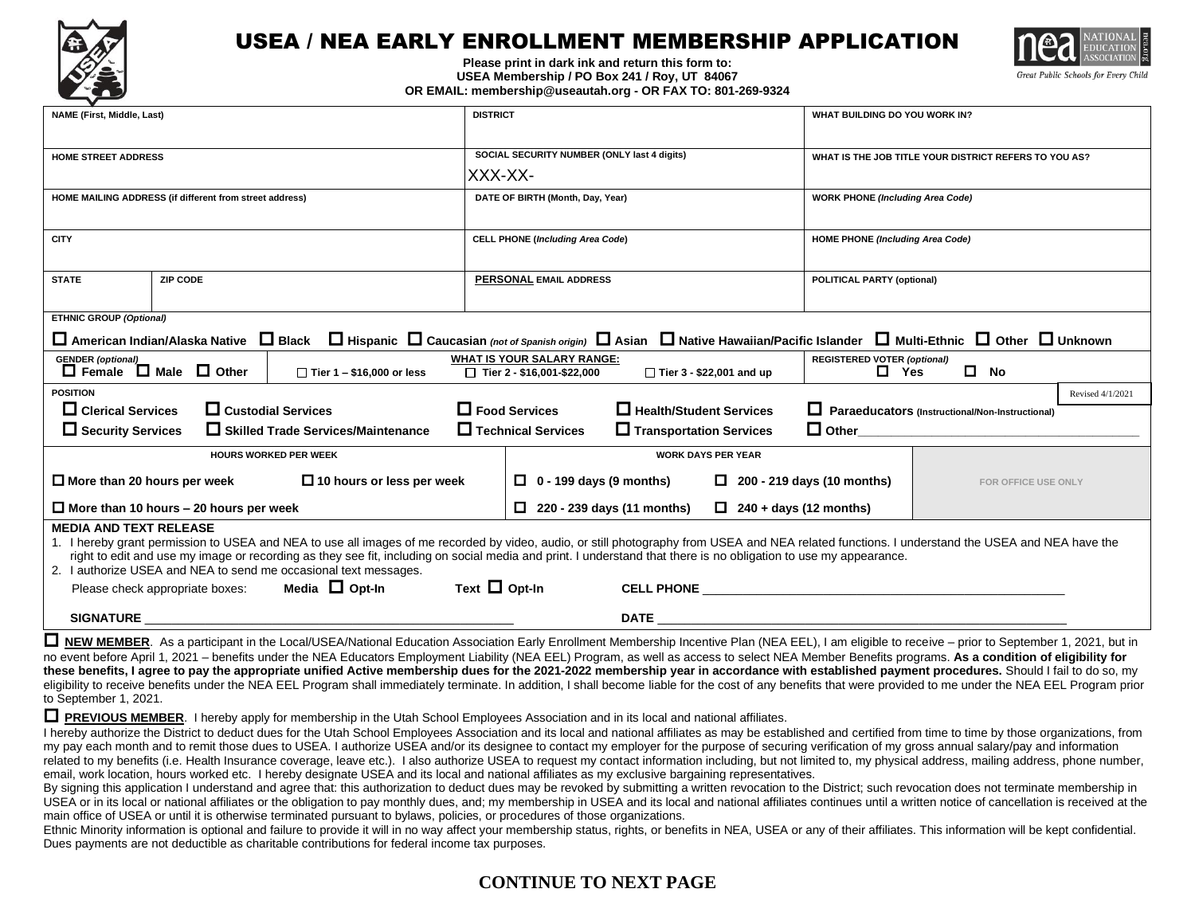# USEA / NEA EARLY ENROLLMENT MEMBERSHIP APPLICATION

**Please print in dark ink and return this form to:**
**USEA Membership / PO Box 241 / Roy, UT 84067**
**OR EMAIL: membership@useautah.org - OR FAX TO: 801-269-9324**

NATIONAL EDUCATION ASSOCIATION
Great Public Schools for Every Child

| | | |
|---|---|---|
| **NAME (First, Middle, Last)** | **DISTRICT** | **WHAT BUILDING DO YOU WORK IN?** |
| **HOME STREET ADDRESS** | **SOCIAL SECURITY NUMBER (ONLY last 4 digits)** XXX-XX- | **WHAT IS THE JOB TITLE YOUR DISTRICT REFERS TO YOU AS?** |
| **HOME MAILING ADDRESS (if different from street address)** | **DATE OF BIRTH (Month, Day, Year)** | **WORK PHONE *(Including Area Code)*** |
| **CITY** | **CELL PHONE (*Including Area Code*)** | **HOME PHONE *(Including Area Code)*** |
| **STATE** / **ZIP CODE** | **PERSONAL EMAIL ADDRESS** | **POLITICAL PARTY (optional)** |

**ETHNIC GROUP *(Optional)***

☐ **American Indian/Alaska Native** ☐ **Black** ☐ **Hispanic** ☐ **Caucasian** *(not of Spanish origin)* ☐ **Asian** ☐ **Native Hawaiian/Pacific Islander** ☐ **Multi-Ethnic** ☐ **Other** ☐ **Unknown**

**GENDER *(optional)*** ☐ **Female** ☐ **Male** ☐ **Other**

**WHAT IS YOUR SALARY RANGE:** ☐ Tier 1 – $16,000 or less ☐ Tier 2 - $16,001-$22,000 ☐ Tier 3 - $22,001 and up

**REGISTERED VOTER *(optional)*** ☐ **Yes** ☐ **No**

Revised 4/1/2021

**POSITION**

☐ **Clerical Services** ☐ **Custodial Services** ☐ **Food Services** ☐ **Health/Student Services** ☐ **Paraeducators (Instructional/Non-Instructional)**

☐ **Security Services** ☐ **Skilled Trade Services/Maintenance** ☐ **Technical Services** ☐ **Transportation Services** ☐ **Other**\_\_\_\_\_\_\_\_\_\_\_\_\_\_\_\_

| **HOURS WORKED PER WEEK** | | **WORK DAYS PER YEAR** | | |
|---|---|---|---|---|
| ☐ **More than 20 hours per week** | ☐ **10 hours or less per week** | ☐ **0 - 199 days (9 months)** | ☐ **200 - 219 days (10 months)** | **FOR OFFICE USE ONLY** |
| ☐ **More than 10 hours – 20 hours per week** | | ☐ **220 - 239 days (11 months)** | ☐ **240 + days (12 months)** | |

**MEDIA AND TEXT RELEASE**

1. I hereby grant permission to USEA and NEA to use all images of me recorded by video, audio, or still photography from USEA and NEA related functions. I understand the USEA and NEA have the right to edit and use my image or recording as they see fit, including on social media and print. I understand that there is no obligation to use my appearance.
2. I authorize USEA and NEA to send me occasional text messages.

Please check appropriate boxes: **Media** ☐ **Opt-In** **Text** ☐ **Opt-In** **CELL PHONE** \_\_\_\_\_\_\_\_\_\_\_\_\_\_\_\_

**SIGNATURE** \_\_\_\_\_\_\_\_\_\_\_\_\_\_\_\_ **DATE** \_\_\_\_\_\_\_\_\_\_\_\_\_\_\_\_

☐ **NEW MEMBER**. As a participant in the Local/USEA/National Education Association Early Enrollment Membership Incentive Plan (NEA EEL), I am eligible to receive – prior to September 1, 2021, but in no event before April 1, 2021 – benefits under the NEA Educators Employment Liability (NEA EEL) Program, as well as access to select NEA Member Benefits programs. **As a condition of eligibility for these benefits, I agree to pay the appropriate unified Active membership dues for the 2021-2022 membership year in accordance with established payment procedures.** Should I fail to do so, my eligibility to receive benefits under the NEA EEL Program shall immediately terminate. In addition, I shall become liable for the cost of any benefits that were provided to me under the NEA EEL Program prior to September 1, 2021.

☐ **PREVIOUS MEMBER**. I hereby apply for membership in the Utah School Employees Association and in its local and national affiliates.

I hereby authorize the District to deduct dues for the Utah School Employees Association and its local and national affiliates as may be established and certified from time to time by those organizations, from my pay each month and to remit those dues to USEA. I authorize USEA and/or its designee to contact my employer for the purpose of securing verification of my gross annual salary/pay and information related to my benefits (i.e. Health Insurance coverage, leave etc.). I also authorize USEA to request my contact information including, but not limited to, my physical address, mailing address, phone number, email, work location, hours worked etc. I hereby designate USEA and its local and national affiliates as my exclusive bargaining representatives.

By signing this application I understand and agree that: this authorization to deduct dues may be revoked by submitting a written revocation to the District; such revocation does not terminate membership in USEA or in its local or national affiliates or the obligation to pay monthly dues, and; my membership in USEA and its local and national affiliates continues until a written notice of cancellation is received at the main office of USEA or until it is otherwise terminated pursuant to bylaws, policies, or procedures of those organizations.

Ethnic Minority information is optional and failure to provide it will in no way affect your membership status, rights, or benefits in NEA, USEA or any of their affiliates. This information will be kept confidential. Dues payments are not deductible as charitable contributions for federal income tax purposes.

**CONTINUE TO NEXT PAGE**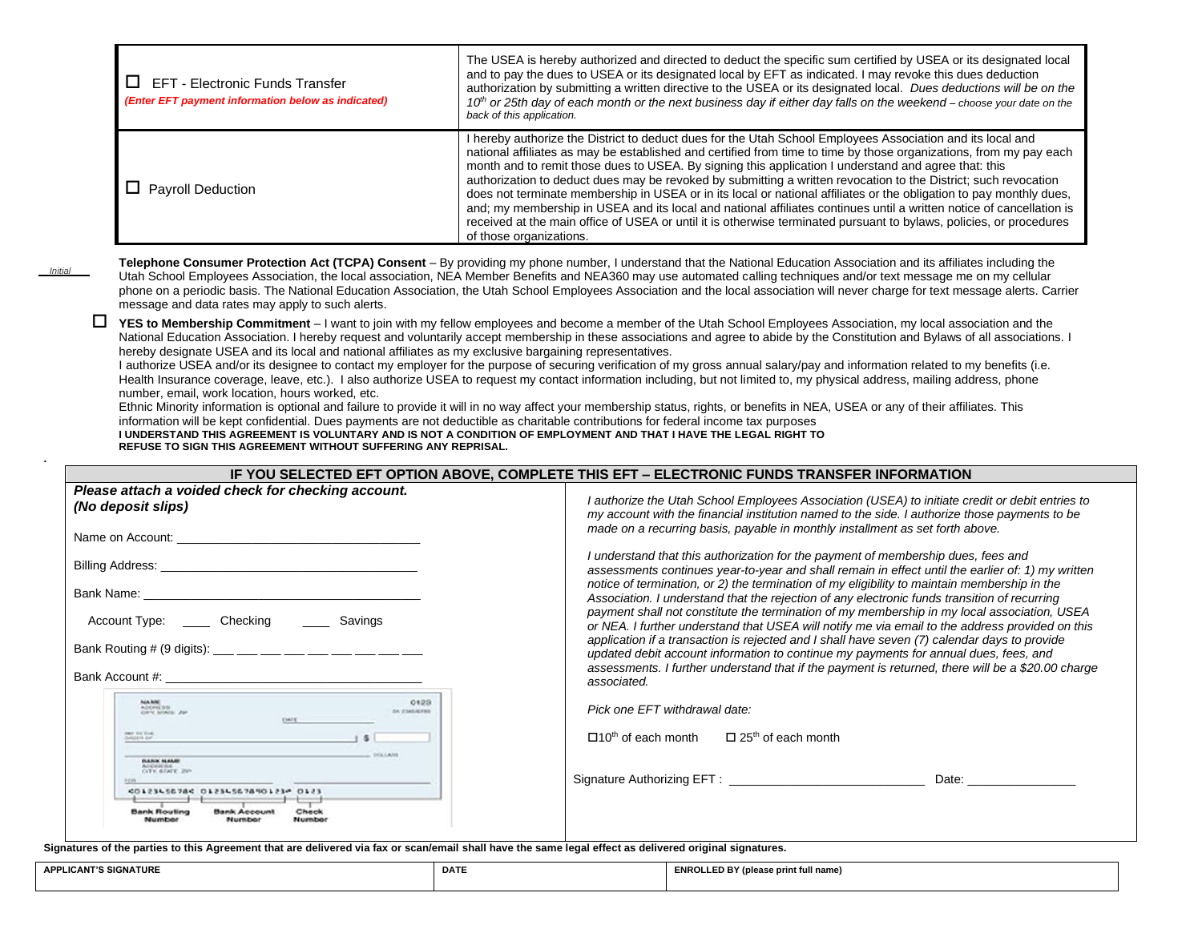| | |
|---|---|
| ☐ EFT - Electronic Funds Transfer *(Enter EFT payment information below as indicated)* | The USEA is hereby authorized and directed to deduct the specific sum certified by USEA or its designated local and to pay the dues to USEA or its designated local by EFT as indicated. I may revoke this dues deduction authorization by submitting a written directive to the USEA or its designated local. *Dues deductions will be on the 10th or 25th day of each month or the next business day if either day falls on the weekend – choose your date on the back of this application.* |
| ☐ Payroll Deduction | I hereby authorize the District to deduct dues for the Utah School Employees Association and its local and national affiliates as may be established and certified from time to time by those organizations, from my pay each month and to remit those dues to USEA. By signing this application I understand and agree that: this authorization to deduct dues may be revoked by submitting a written revocation to the District; such revocation does not terminate membership in USEA or in its local or national affiliates or the obligation to pay monthly dues, and; my membership in USEA and its local and national affiliates continues until a written notice of cancellation is received at the main office of USEA or until it is otherwise terminated pursuant to bylaws, policies, or procedures of those organizations. |

\_\_\_\_ *Initial*

**Telephone Consumer Protection Act (TCPA) Consent** – By providing my phone number, I understand that the National Education Association and its affiliates including the Utah School Employees Association, the local association, NEA Member Benefits and NEA360 may use automated calling techniques and/or text message me on my cellular phone on a periodic basis. The National Education Association, the Utah School Employees Association and the local association will never charge for text message alerts. Carrier message and data rates may apply to such alerts.

☐ **YES to Membership Commitment** – I want to join with my fellow employees and become a member of the Utah School Employees Association, my local association and the National Education Association. I hereby request and voluntarily accept membership in these associations and agree to abide by the Constitution and Bylaws of all associations. I hereby designate USEA and its local and national affiliates as my exclusive bargaining representatives.

I authorize USEA and/or its designee to contact my employer for the purpose of securing verification of my gross annual salary/pay and information related to my benefits (i.e. Health Insurance coverage, leave, etc.). I also authorize USEA to request my contact information including, but not limited to, my physical address, mailing address, phone number, email, work location, hours worked, etc.

Ethnic Minority information is optional and failure to provide it will in no way affect your membership status, rights, or benefits in NEA, USEA or any of their affiliates. This information will be kept confidential. Dues payments are not deductible as charitable contributions for federal income tax purposes

**I UNDERSTAND THIS AGREEMENT IS VOLUNTARY AND IS NOT A CONDITION OF EMPLOYMENT AND THAT I HAVE THE LEGAL RIGHT TO REFUSE TO SIGN THIS AGREEMENT WITHOUT SUFFERING ANY REPRISAL.**

## IF YOU SELECTED EFT OPTION ABOVE, COMPLETE THIS EFT – ELECTRONIC FUNDS TRANSFER INFORMATION

***Please attach a voided check for checking account. (No deposit slips)***

Name on Account: \_\_\_\_\_\_\_\_\_\_\_\_\_\_\_\_\_\_\_\_\_\_\_\_\_\_\_\_\_\_\_\_\_\_

Billing Address: \_\_\_\_\_\_\_\_\_\_\_\_\_\_\_\_\_\_\_\_\_\_\_\_\_\_\_\_\_\_\_\_\_\_\_\_

Bank Name: \_\_\_\_\_\_\_\_\_\_\_\_\_\_\_\_\_\_\_\_\_\_\_\_\_\_\_\_\_\_\_\_\_\_\_\_\_\_

Account Type: \_\_\_\_ Checking \_\_\_\_ Savings

Bank Routing # (9 digits): \_\_\_ \_\_\_ \_\_\_ \_\_\_ \_\_\_ \_\_\_ \_\_\_ \_\_\_ \_\_\_

Bank Account #: \_\_\_\_\_\_\_\_\_\_\_\_\_\_\_\_\_\_\_\_\_\_\_\_\_\_\_\_\_\_\_\_\_\_\_\_

Bank Routing Number | Bank Account Number | Check Number

*I authorize the Utah School Employees Association (USEA) to initiate credit or debit entries to my account with the financial institution named to the side. I authorize those payments to be made on a recurring basis, payable in monthly installment as set forth above.*

*I understand that this authorization for the payment of membership dues, fees and assessments continues year-to-year and shall remain in effect until the earlier of: 1) my written notice of termination, or 2) the termination of my eligibility to maintain membership in the Association. I understand that the rejection of any electronic funds transition of recurring payment shall not constitute the termination of my membership in my local association, USEA or NEA. I further understand that USEA will notify me via email to the address provided on this application if a transaction is rejected and I shall have seven (7) calendar days to provide updated debit account information to continue my payments for annual dues, fees, and assessments. I further understand that if the payment is returned, there will be a $20.00 charge associated.*

*Pick one EFT withdrawal date:*

☐10th of each month ☐ 25th of each month

Signature Authorizing EFT : \_\_\_\_\_\_\_\_\_\_\_\_\_\_\_\_\_\_\_\_\_\_\_\_\_\_ Date: \_\_\_\_\_\_\_\_\_\_\_\_\_\_\_

**Signatures of the parties to this Agreement that are delivered via fax or scan/email shall have the same legal effect as delivered original signatures.**

| APPLICANT'S SIGNATURE | DATE | ENROLLED BY (please print full name) |
|---|---|---|
| | | |